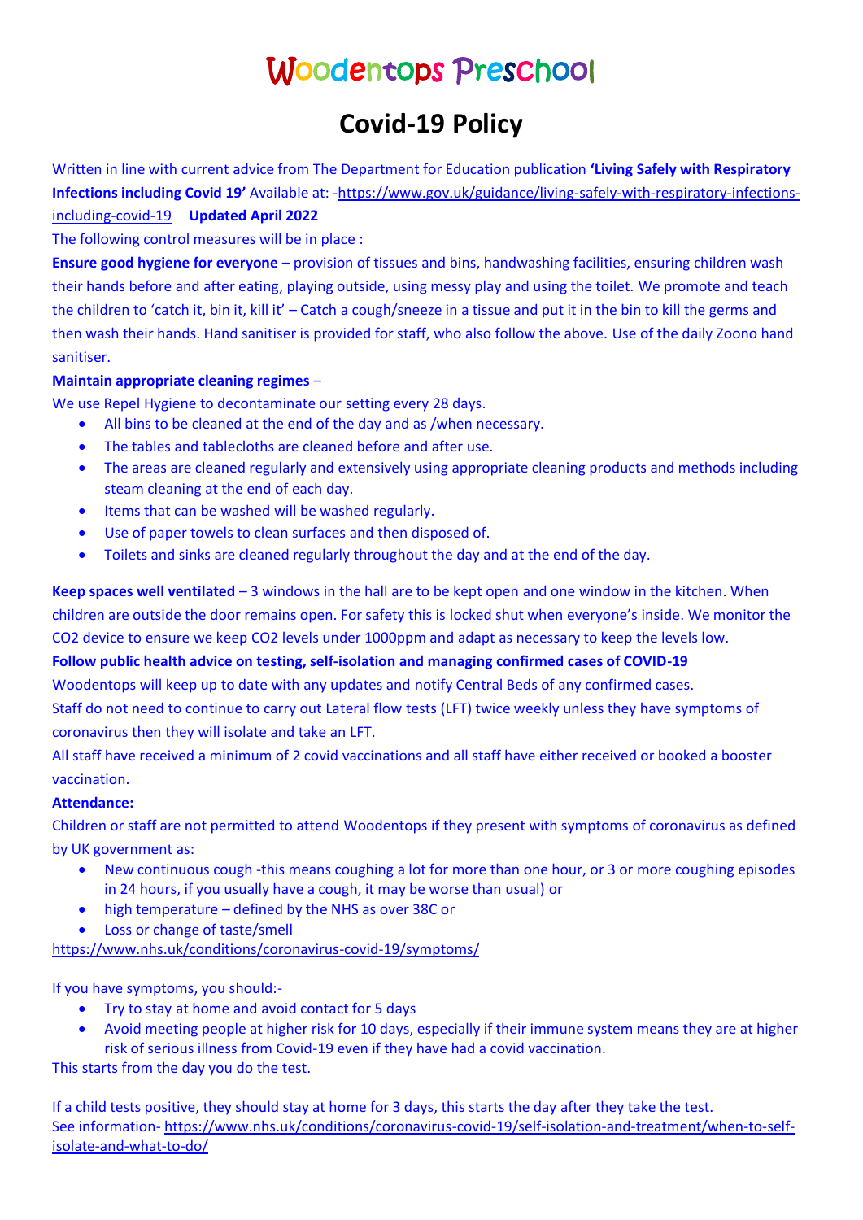# Woodentops Preschool

## Covid-19 Policy

Written in line with current advice from The Department for Education publication **'Living Safely with Respiratory Infections including Covid 19'** Available at: -https://www.gov.uk/guidance/living-safely-with-respiratory-infections-including-covid-19 **Updated April 2022**

The following control measures will be in place :

**Ensure good hygiene for everyone** – provision of tissues and bins, handwashing facilities, ensuring children wash their hands before and after eating, playing outside, using messy play and using the toilet. We promote and teach the children to 'catch it, bin it, kill it' – Catch a cough/sneeze in a tissue and put it in the bin to kill the germs and then wash their hands. Hand sanitiser is provided for staff, who also follow the above. Use of the daily Zoono hand sanitiser.

**Maintain appropriate cleaning regimes** –

We use Repel Hygiene to decontaminate our setting every 28 days.

- All bins to be cleaned at the end of the day and as /when necessary.
- The tables and tablecloths are cleaned before and after use.
- The areas are cleaned regularly and extensively using appropriate cleaning products and methods including steam cleaning at the end of each day.
- Items that can be washed will be washed regularly.
- Use of paper towels to clean surfaces and then disposed of.
- Toilets and sinks are cleaned regularly throughout the day and at the end of the day.

**Keep spaces well ventilated** – 3 windows in the hall are to be kept open and one window in the kitchen. When children are outside the door remains open. For safety this is locked shut when everyone's inside. We monitor the CO2 device to ensure we keep CO2 levels under 1000ppm and adapt as necessary to keep the levels low.

**Follow public health advice on testing, self-isolation and managing confirmed cases of COVID-19**

Woodentops will keep up to date with any updates and notify Central Beds of any confirmed cases.

Staff do not need to continue to carry out Lateral flow tests (LFT) twice weekly unless they have symptoms of coronavirus then they will isolate and take an LFT.

All staff have received a minimum of 2 covid vaccinations and all staff have either received or booked a booster vaccination.

**Attendance:**

Children or staff are not permitted to attend Woodentops if they present with symptoms of coronavirus as defined by UK government as:

- New continuous cough -this means coughing a lot for more than one hour, or 3 or more coughing episodes in 24 hours, if you usually have a cough, it may be worse than usual) or
- high temperature – defined by the NHS as over 38C or
- Loss or change of taste/smell

https://www.nhs.uk/conditions/coronavirus-covid-19/symptoms/

If you have symptoms, you should:-

- Try to stay at home and avoid contact for 5 days
- Avoid meeting people at higher risk for 10 days, especially if their immune system means they are at higher risk of serious illness from Covid-19 even if they have had a covid vaccination.

This starts from the day you do the test.

If a child tests positive, they should stay at home for 3 days, this starts the day after they take the test.
See information- https://www.nhs.uk/conditions/coronavirus-covid-19/self-isolation-and-treatment/when-to-self-isolate-and-what-to-do/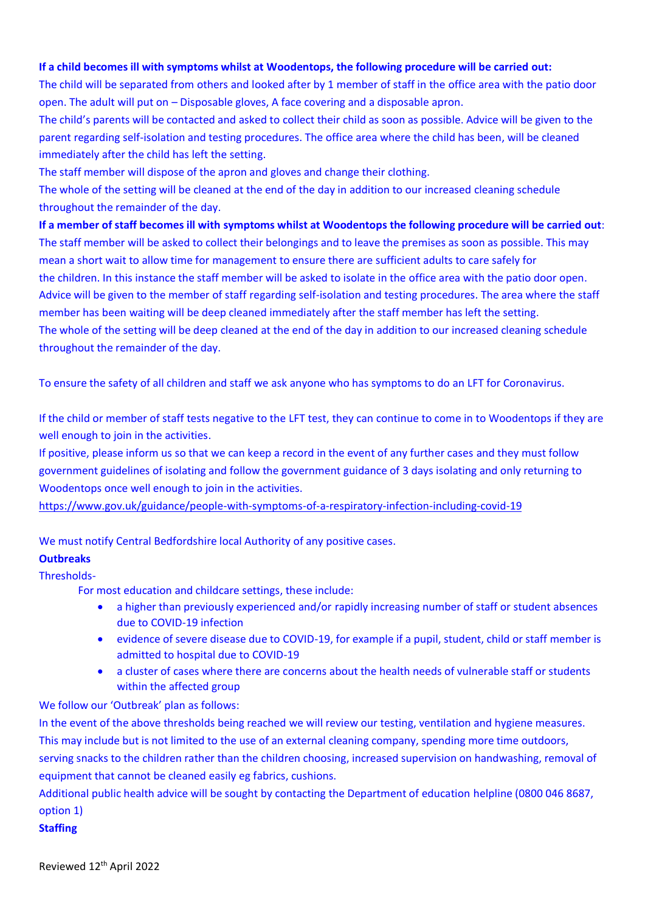**If a child becomes ill with symptoms whilst at Woodentops, the following procedure will be carried out:**

The child will be separated from others and looked after by 1 member of staff in the office area with the patio door open. The adult will put on – Disposable gloves, A face covering and a disposable apron.

The child's parents will be contacted and asked to collect their child as soon as possible. Advice will be given to the parent regarding self-isolation and testing procedures. The office area where the child has been, will be cleaned immediately after the child has left the setting.

The staff member will dispose of the apron and gloves and change their clothing.

The whole of the setting will be cleaned at the end of the day in addition to our increased cleaning schedule throughout the remainder of the day.

**If a member of staff becomes ill with symptoms whilst at Woodentops the following procedure will be carried out**:

The staff member will be asked to collect their belongings and to leave the premises as soon as possible. This may mean a short wait to allow time for management to ensure there are sufficient adults to care safely for the children. In this instance the staff member will be asked to isolate in the office area with the patio door open. Advice will be given to the member of staff regarding self-isolation and testing procedures. The area where the staff member has been waiting will be deep cleaned immediately after the staff member has left the setting.

The whole of the setting will be deep cleaned at the end of the day in addition to our increased cleaning schedule throughout the remainder of the day.

To ensure the safety of all children and staff we ask anyone who has symptoms to do an LFT for Coronavirus.

If the child or member of staff tests negative to the LFT test, they can continue to come in to Woodentops if they are well enough to join in the activities.

If positive, please inform us so that we can keep a record in the event of any further cases and they must follow government guidelines of isolating and follow the government guidance of 3 days isolating and only returning to Woodentops once well enough to join in the activities.

https://www.gov.uk/guidance/people-with-symptoms-of-a-respiratory-infection-including-covid-19

We must notify Central Bedfordshire local Authority of any positive cases.

**Outbreaks**

Thresholds-

For most education and childcare settings, these include:

- a higher than previously experienced and/or rapidly increasing number of staff or student absences due to COVID-19 infection
- evidence of severe disease due to COVID-19, for example if a pupil, student, child or staff member is admitted to hospital due to COVID-19
- a cluster of cases where there are concerns about the health needs of vulnerable staff or students within the affected group

We follow our 'Outbreak' plan as follows:

In the event of the above thresholds being reached we will review our testing, ventilation and hygiene measures. This may include but is not limited to the use of an external cleaning company, spending more time outdoors, serving snacks to the children rather than the children choosing, increased supervision on handwashing, removal of equipment that cannot be cleaned easily eg fabrics, cushions.

Additional public health advice will be sought by contacting the Department of education helpline (0800 046 8687, option 1)

**Staffing**

Reviewed 12th April 2022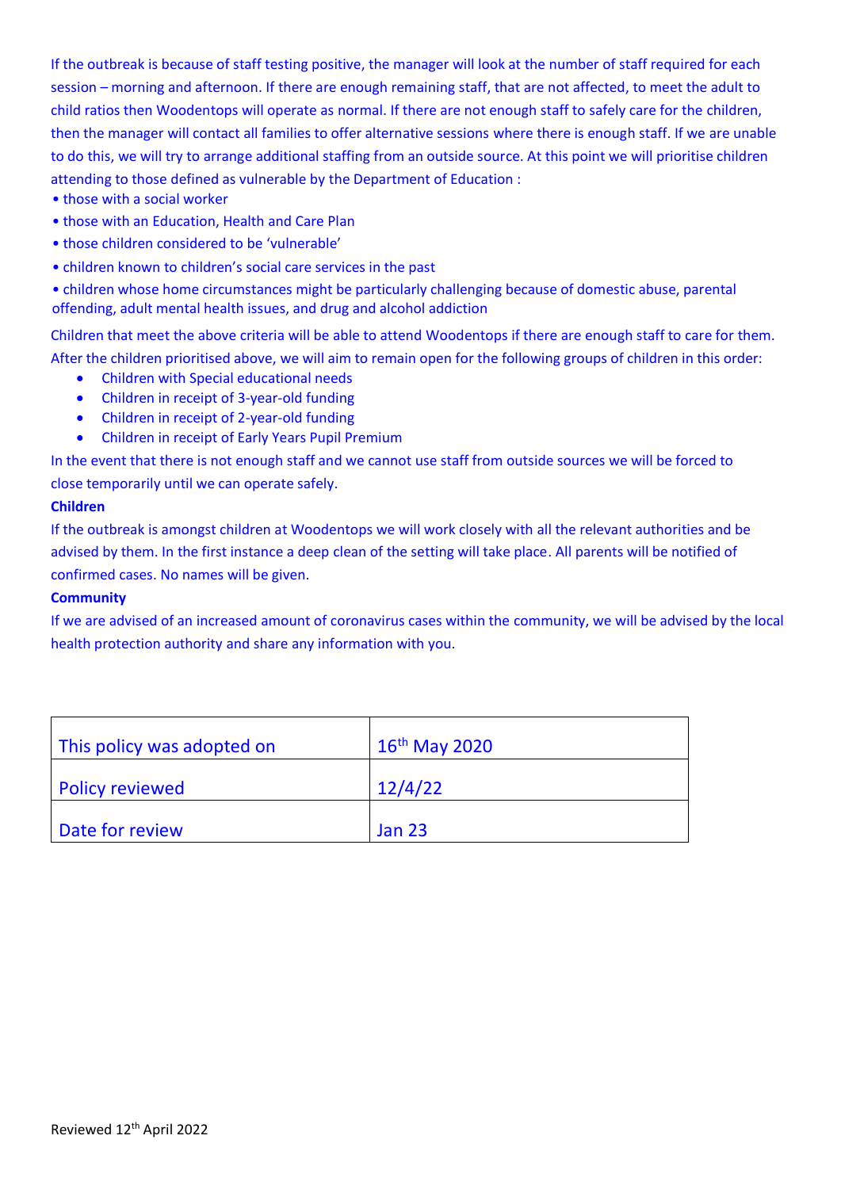If the outbreak is because of staff testing positive, the manager will look at the number of staff required for each session – morning and afternoon. If there are enough remaining staff, that are not affected, to meet the adult to child ratios then Woodentops will operate as normal. If there are not enough staff to safely care for the children, then the manager will contact all families to offer alternative sessions where there is enough staff. If we are unable to do this, we will try to arrange additional staffing from an outside source. At this point we will prioritise children attending to those defined as vulnerable by the Department of Education :

- those with a social worker
- those with an Education, Health and Care Plan
- those children considered to be 'vulnerable'
- children known to children's social care services in the past
- children whose home circumstances might be particularly challenging because of domestic abuse, parental offending, adult mental health issues, and drug and alcohol addiction

Children that meet the above criteria will be able to attend Woodentops if there are enough staff to care for them. After the children prioritised above, we will aim to remain open for the following groups of children in this order:

- Children with Special educational needs
- Children in receipt of 3-year-old funding
- Children in receipt of 2-year-old funding
- Children in receipt of Early Years Pupil Premium

In the event that there is not enough staff and we cannot use staff from outside sources we will be forced to close temporarily until we can operate safely.

**Children**

If the outbreak is amongst children at Woodentops we will work closely with all the relevant authorities and be advised by them. In the first instance a deep clean of the setting will take place. All parents will be notified of confirmed cases. No names will be given.

**Community**

If we are advised of an increased amount of coronavirus cases within the community, we will be advised by the local health protection authority and share any information with you.

| | |
|---|---|
| This policy was adopted on | 16th May 2020 |
| Policy reviewed | 12/4/22 |
| Date for review | Jan 23 |

Reviewed 12th April 2022